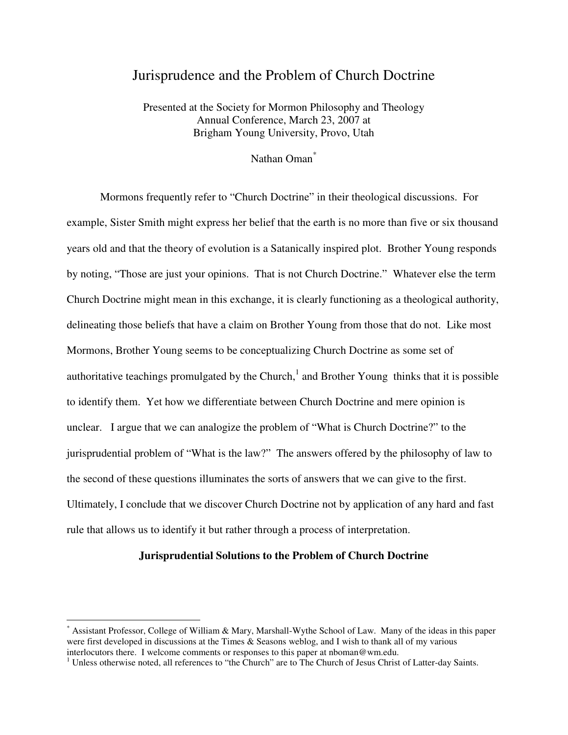# Jurisprudence and the Problem of Church Doctrine

Presented at the Society for Mormon Philosophy and Theology
Annual Conference, March 23, 2007 at
Brigham Young University, Provo, Utah

Nathan Oman[*]

Mormons frequently refer to "Church Doctrine" in their theological discussions. For example, Sister Smith might express her belief that the earth is no more than five or six thousand years old and that the theory of evolution is a Satanically inspired plot. Brother Young responds by noting, "Those are just your opinions. That is not Church Doctrine." Whatever else the term Church Doctrine might mean in this exchange, it is clearly functioning as a theological authority, delineating those beliefs that have a claim on Brother Young from those that do not. Like most Mormons, Brother Young seems to be conceptualizing Church Doctrine as some set of authoritative teachings promulgated by the Church,[1] and Brother Young thinks that it is possible to identify them. Yet how we differentiate between Church Doctrine and mere opinion is unclear. I argue that we can analogize the problem of "What is Church Doctrine?" to the jurisprudential problem of "What is the law?" The answers offered by the philosophy of law to the second of these questions illuminates the sorts of answers that we can give to the first. Ultimately, I conclude that we discover Church Doctrine not by application of any hard and fast rule that allows us to identify it but rather through a process of interpretation.

**Jurisprudential Solutions to the Problem of Church Doctrine**

---

[*] Assistant Professor, College of William & Mary, Marshall-Wythe School of Law. Many of the ideas in this paper were first developed in discussions at the Times & Seasons weblog, and I wish to thank all of my various interlocutors there. I welcome comments or responses to this paper at nboman@wm.edu.

[1] Unless otherwise noted, all references to "the Church" are to The Church of Jesus Christ of Latter-day Saints.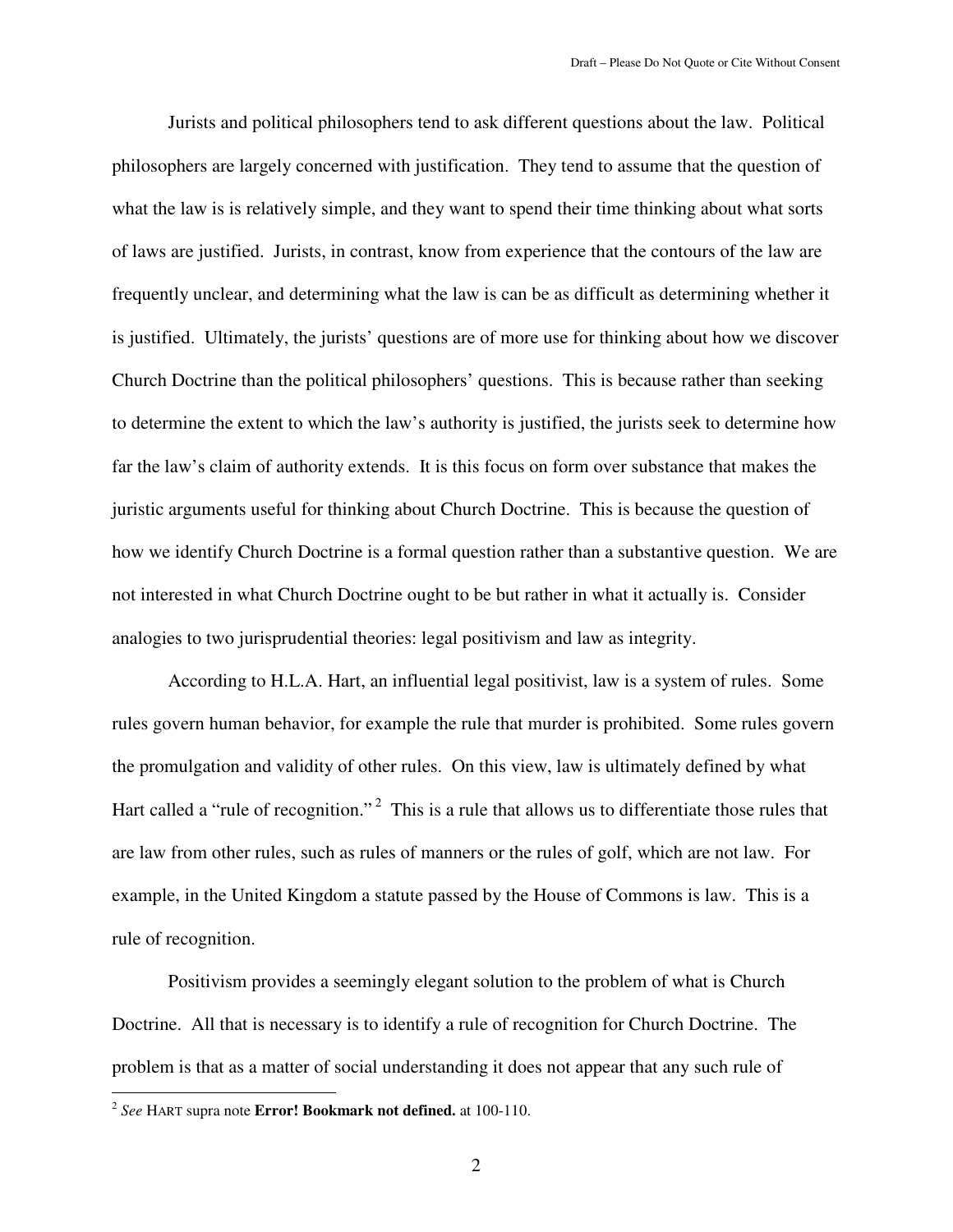Jurists and political philosophers tend to ask different questions about the law. Political philosophers are largely concerned with justification. They tend to assume that the question of what the law is is relatively simple, and they want to spend their time thinking about what sorts of laws are justified. Jurists, in contrast, know from experience that the contours of the law are frequently unclear, and determining what the law is can be as difficult as determining whether it is justified. Ultimately, the jurists' questions are of more use for thinking about how we discover Church Doctrine than the political philosophers' questions. This is because rather than seeking to determine the extent to which the law's authority is justified, the jurists seek to determine how far the law's claim of authority extends. It is this focus on form over substance that makes the juristic arguments useful for thinking about Church Doctrine. This is because the question of how we identify Church Doctrine is a formal question rather than a substantive question. We are not interested in what Church Doctrine ought to be but rather in what it actually is. Consider analogies to two jurisprudential theories: legal positivism and law as integrity.

According to H.L.A. Hart, an influential legal positivist, law is a system of rules. Some rules govern human behavior, for example the rule that murder is prohibited. Some rules govern the promulgation and validity of other rules. On this view, law is ultimately defined by what Hart called a "rule of recognition."[2] This is a rule that allows us to differentiate those rules that are law from other rules, such as rules of manners or the rules of golf, which are not law. For example, in the United Kingdom a statute passed by the House of Commons is law. This is a rule of recognition.

Positivism provides a seemingly elegant solution to the problem of what is Church Doctrine. All that is necessary is to identify a rule of recognition for Church Doctrine. The problem is that as a matter of social understanding it does not appear that any such rule of

---

[2] *See* HART supra note **Error! Bookmark not defined.** at 100-110.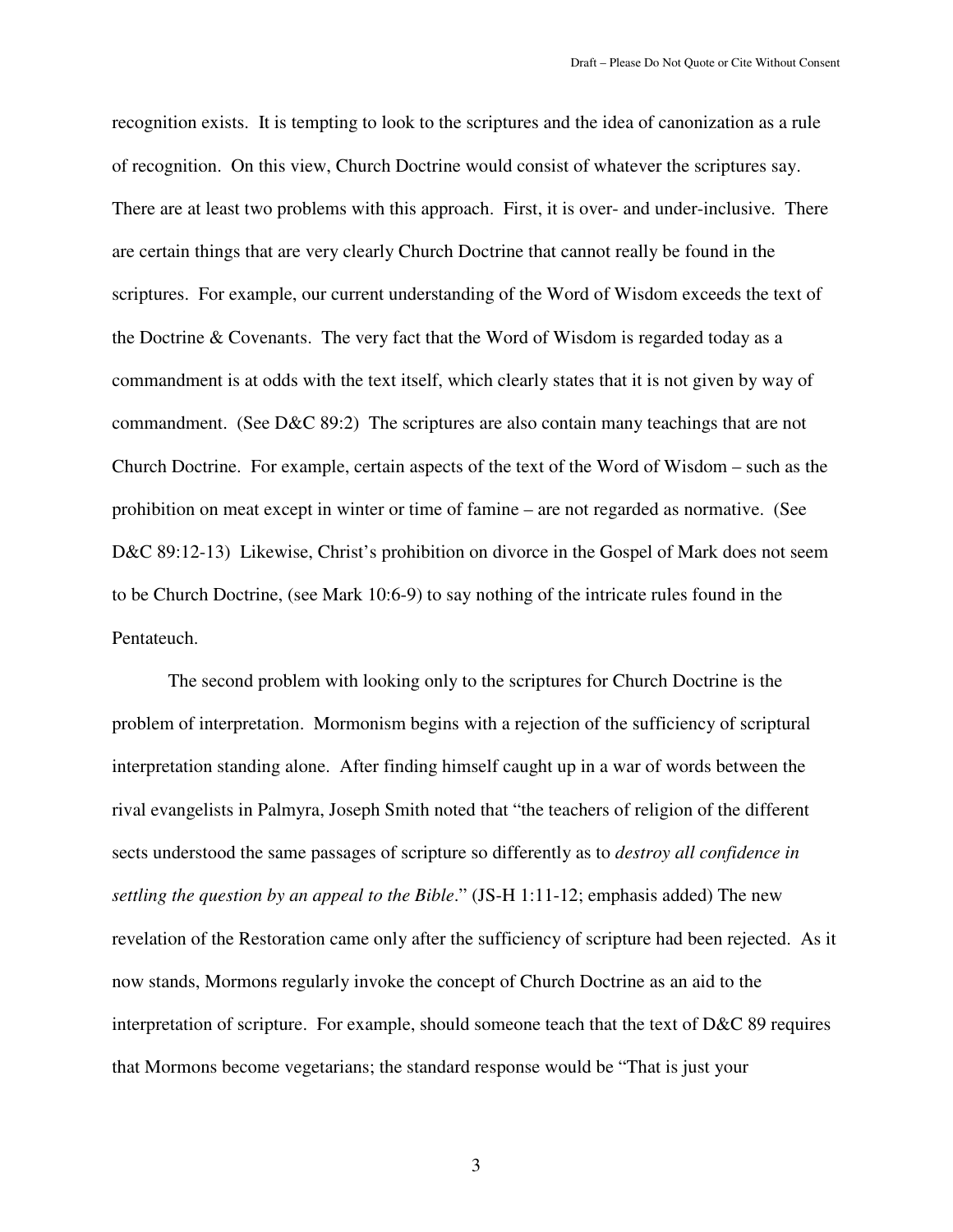recognition exists. It is tempting to look to the scriptures and the idea of canonization as a rule of recognition. On this view, Church Doctrine would consist of whatever the scriptures say. There are at least two problems with this approach. First, it is over- and under-inclusive. There are certain things that are very clearly Church Doctrine that cannot really be found in the scriptures. For example, our current understanding of the Word of Wisdom exceeds the text of the Doctrine & Covenants. The very fact that the Word of Wisdom is regarded today as a commandment is at odds with the text itself, which clearly states that it is not given by way of commandment. (See D&C 89:2) The scriptures are also contain many teachings that are not Church Doctrine. For example, certain aspects of the text of the Word of Wisdom – such as the prohibition on meat except in winter or time of famine – are not regarded as normative. (See D&C 89:12-13) Likewise, Christ's prohibition on divorce in the Gospel of Mark does not seem to be Church Doctrine, (see Mark 10:6-9) to say nothing of the intricate rules found in the Pentateuch.

The second problem with looking only to the scriptures for Church Doctrine is the problem of interpretation. Mormonism begins with a rejection of the sufficiency of scriptural interpretation standing alone. After finding himself caught up in a war of words between the rival evangelists in Palmyra, Joseph Smith noted that "the teachers of religion of the different sects understood the same passages of scripture so differently as to *destroy all confidence in settling the question by an appeal to the Bible*." (JS-H 1:11-12; emphasis added) The new revelation of the Restoration came only after the sufficiency of scripture had been rejected. As it now stands, Mormons regularly invoke the concept of Church Doctrine as an aid to the interpretation of scripture. For example, should someone teach that the text of D&C 89 requires that Mormons become vegetarians; the standard response would be "That is just your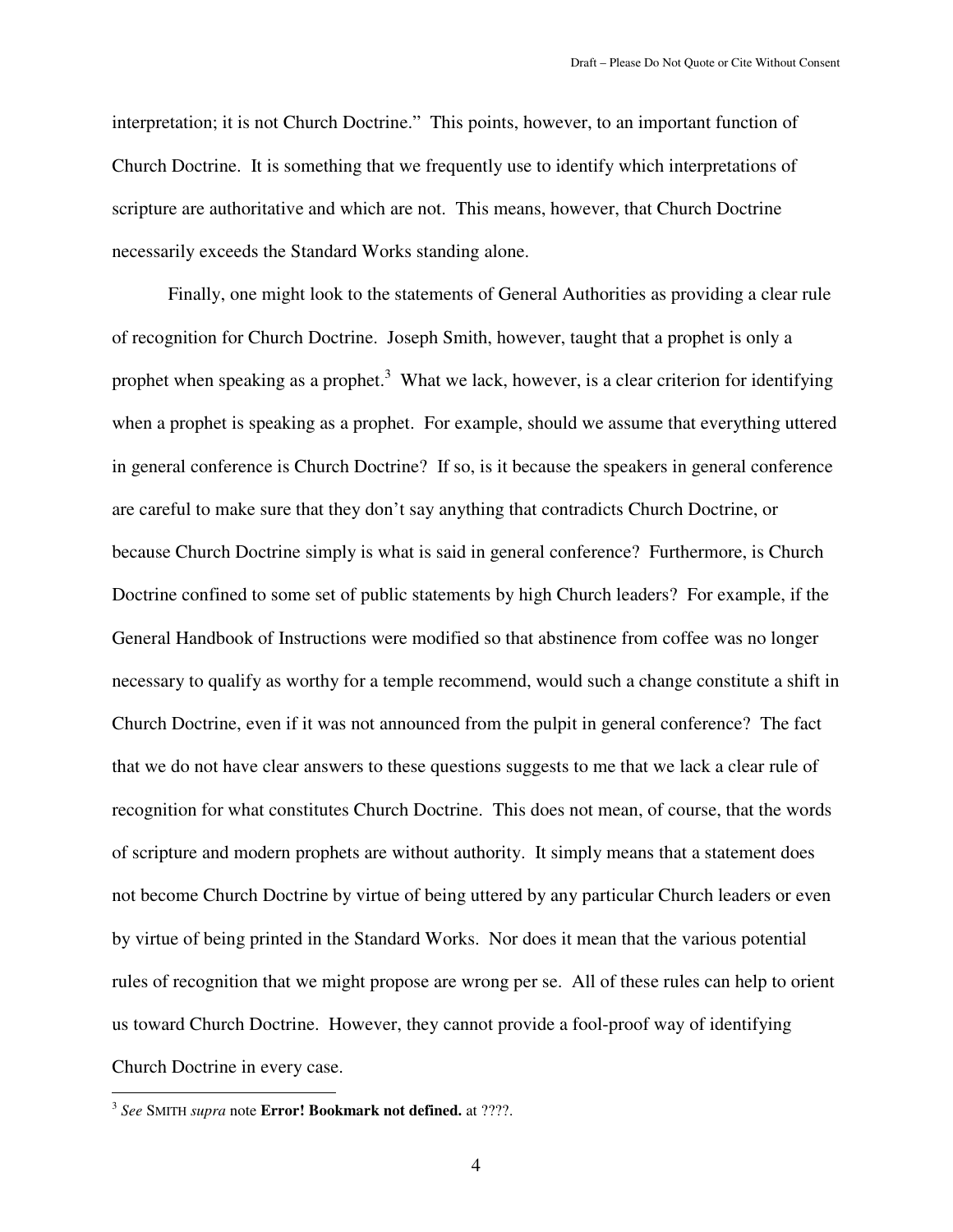interpretation; it is not Church Doctrine." This points, however, to an important function of Church Doctrine. It is something that we frequently use to identify which interpretations of scripture are authoritative and which are not. This means, however, that Church Doctrine necessarily exceeds the Standard Works standing alone.

Finally, one might look to the statements of General Authorities as providing a clear rule of recognition for Church Doctrine. Joseph Smith, however, taught that a prophet is only a prophet when speaking as a prophet.[3] What we lack, however, is a clear criterion for identifying when a prophet is speaking as a prophet. For example, should we assume that everything uttered in general conference is Church Doctrine? If so, is it because the speakers in general conference are careful to make sure that they don't say anything that contradicts Church Doctrine, or because Church Doctrine simply is what is said in general conference? Furthermore, is Church Doctrine confined to some set of public statements by high Church leaders? For example, if the General Handbook of Instructions were modified so that abstinence from coffee was no longer necessary to qualify as worthy for a temple recommend, would such a change constitute a shift in Church Doctrine, even if it was not announced from the pulpit in general conference? The fact that we do not have clear answers to these questions suggests to me that we lack a clear rule of recognition for what constitutes Church Doctrine. This does not mean, of course, that the words of scripture and modern prophets are without authority. It simply means that a statement does not become Church Doctrine by virtue of being uttered by any particular Church leaders or even by virtue of being printed in the Standard Works. Nor does it mean that the various potential rules of recognition that we might propose are wrong per se. All of these rules can help to orient us toward Church Doctrine. However, they cannot provide a fool-proof way of identifying Church Doctrine in every case.

---

[3] *See* SMITH *supra* note **Error! Bookmark not defined.** at ????.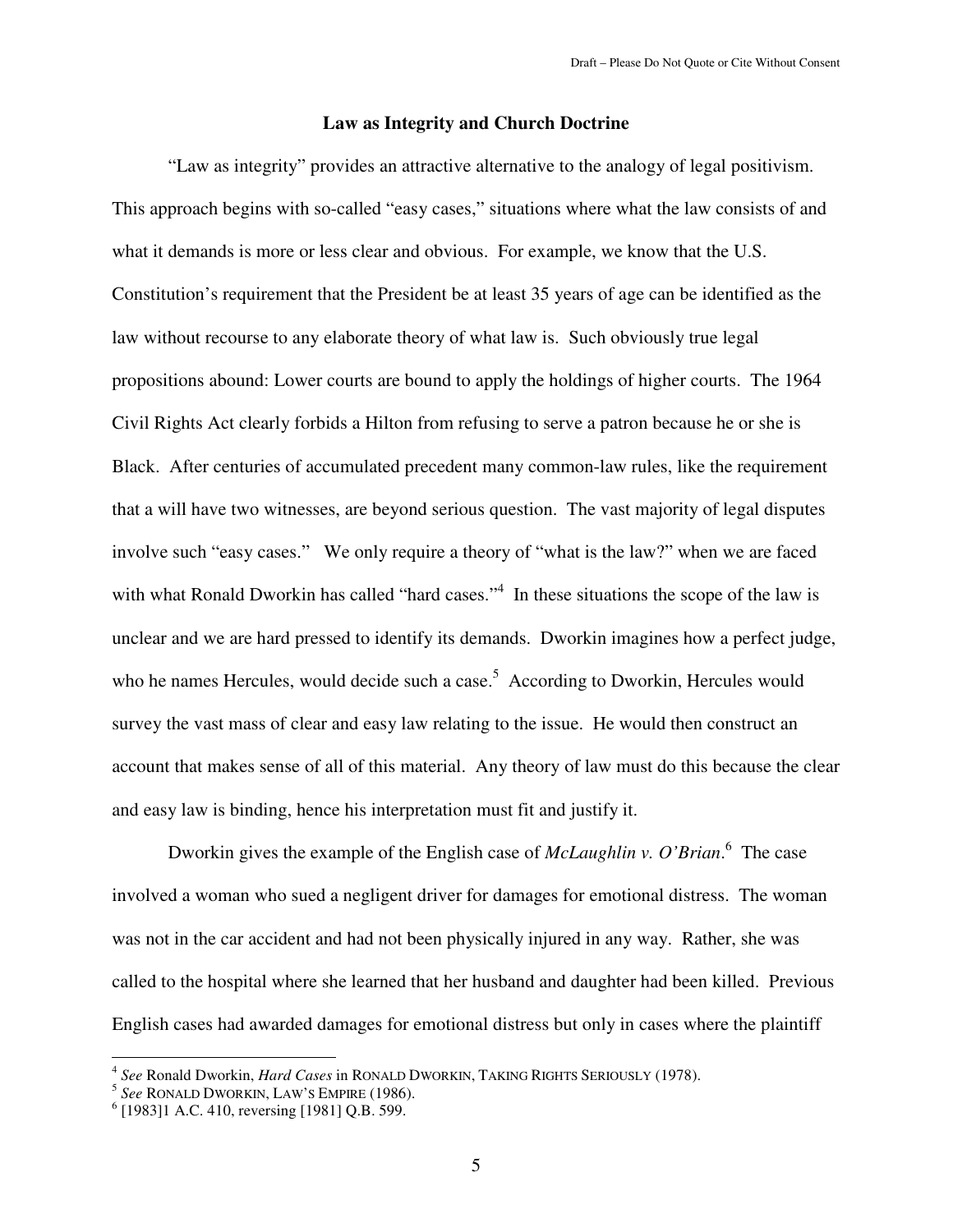**Law as Integrity and Church Doctrine**

"Law as integrity" provides an attractive alternative to the analogy of legal positivism. This approach begins with so-called "easy cases," situations where what the law consists of and what it demands is more or less clear and obvious. For example, we know that the U.S. Constitution's requirement that the President be at least 35 years of age can be identified as the law without recourse to any elaborate theory of what law is. Such obviously true legal propositions abound: Lower courts are bound to apply the holdings of higher courts. The 1964 Civil Rights Act clearly forbids a Hilton from refusing to serve a patron because he or she is Black. After centuries of accumulated precedent many common-law rules, like the requirement that a will have two witnesses, are beyond serious question. The vast majority of legal disputes involve such "easy cases." We only require a theory of "what is the law?" when we are faced with what Ronald Dworkin has called "hard cases."[4] In these situations the scope of the law is unclear and we are hard pressed to identify its demands. Dworkin imagines how a perfect judge, who he names Hercules, would decide such a case.[5] According to Dworkin, Hercules would survey the vast mass of clear and easy law relating to the issue. He would then construct an account that makes sense of all of this material. Any theory of law must do this because the clear and easy law is binding, hence his interpretation must fit and justify it.

Dworkin gives the example of the English case of *McLaughlin v. O'Brian*.[6] The case involved a woman who sued a negligent driver for damages for emotional distress. The woman was not in the car accident and had not been physically injured in any way. Rather, she was called to the hospital where she learned that her husband and daughter had been killed. Previous English cases had awarded damages for emotional distress but only in cases where the plaintiff

---

[4] *See* Ronald Dworkin, *Hard Cases* in RONALD DWORKIN, TAKING RIGHTS SERIOUSLY (1978).

[5] *See* RONALD DWORKIN, LAW'S EMPIRE (1986).

[6] [1983]1 A.C. 410, reversing [1981] Q.B. 599.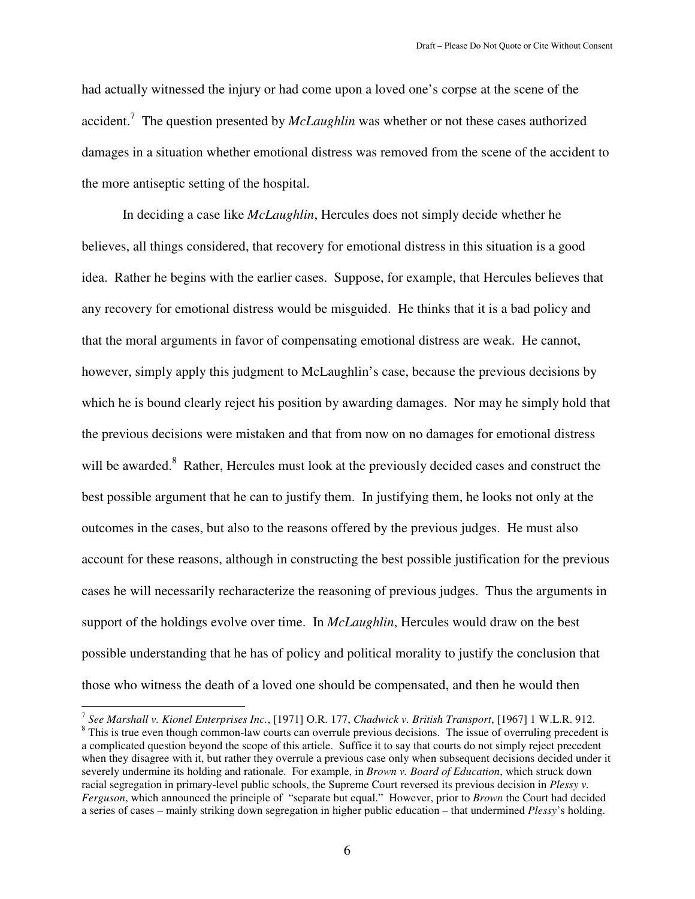had actually witnessed the injury or had come upon a loved one's corpse at the scene of the accident.[7] The question presented by *McLaughlin* was whether or not these cases authorized damages in a situation whether emotional distress was removed from the scene of the accident to the more antiseptic setting of the hospital.

In deciding a case like *McLaughlin*, Hercules does not simply decide whether he believes, all things considered, that recovery for emotional distress in this situation is a good idea. Rather he begins with the earlier cases. Suppose, for example, that Hercules believes that any recovery for emotional distress would be misguided. He thinks that it is a bad policy and that the moral arguments in favor of compensating emotional distress are weak. He cannot, however, simply apply this judgment to McLaughlin's case, because the previous decisions by which he is bound clearly reject his position by awarding damages. Nor may he simply hold that the previous decisions were mistaken and that from now on no damages for emotional distress will be awarded.[8] Rather, Hercules must look at the previously decided cases and construct the best possible argument that he can to justify them. In justifying them, he looks not only at the outcomes in the cases, but also to the reasons offered by the previous judges. He must also account for these reasons, although in constructing the best possible justification for the previous cases he will necessarily recharacterize the reasoning of previous judges. Thus the arguments in support of the holdings evolve over time. In *McLaughlin*, Hercules would draw on the best possible understanding that he has of policy and political morality to justify the conclusion that those who witness the death of a loved one should be compensated, and then he would then

---

[7] *See Marshall v. Kionel Enterprises Inc.*, [1971] O.R. 177, *Chadwick v. British Transport*, [1967] 1 W.L.R. 912.

[8] This is true even though common-law courts can overrule previous decisions. The issue of overruling precedent is a complicated question beyond the scope of this article. Suffice it to say that courts do not simply reject precedent when they disagree with it, but rather they overrule a previous case only when subsequent decisions decided under it severely undermine its holding and rationale. For example, in *Brown v. Board of Education*, which struck down racial segregation in primary-level public schools, the Supreme Court reversed its previous decision in *Plessy v. Ferguson*, which announced the principle of "separate but equal." However, prior to *Brown* the Court had decided a series of cases – mainly striking down segregation in higher public education – that undermined *Plessy*'s holding.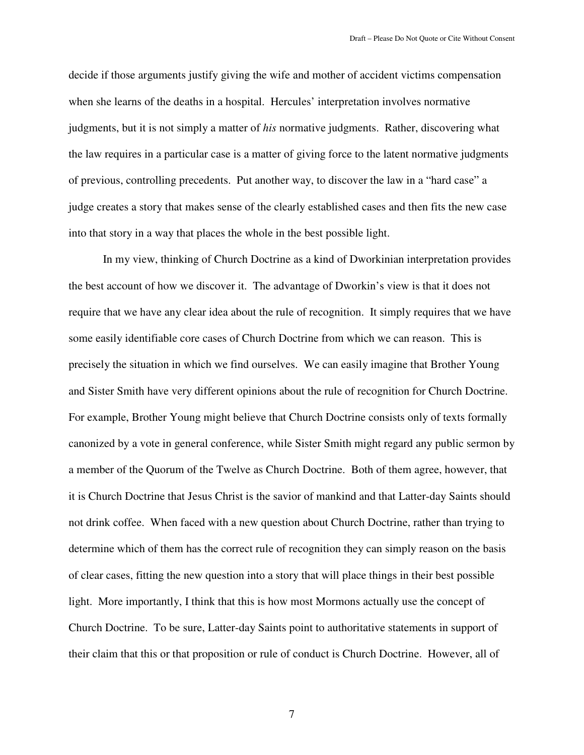decide if those arguments justify giving the wife and mother of accident victims compensation when she learns of the deaths in a hospital. Hercules' interpretation involves normative judgments, but it is not simply a matter of *his* normative judgments. Rather, discovering what the law requires in a particular case is a matter of giving force to the latent normative judgments of previous, controlling precedents. Put another way, to discover the law in a "hard case" a judge creates a story that makes sense of the clearly established cases and then fits the new case into that story in a way that places the whole in the best possible light.

In my view, thinking of Church Doctrine as a kind of Dworkinian interpretation provides the best account of how we discover it. The advantage of Dworkin's view is that it does not require that we have any clear idea about the rule of recognition. It simply requires that we have some easily identifiable core cases of Church Doctrine from which we can reason. This is precisely the situation in which we find ourselves. We can easily imagine that Brother Young and Sister Smith have very different opinions about the rule of recognition for Church Doctrine. For example, Brother Young might believe that Church Doctrine consists only of texts formally canonized by a vote in general conference, while Sister Smith might regard any public sermon by a member of the Quorum of the Twelve as Church Doctrine. Both of them agree, however, that it is Church Doctrine that Jesus Christ is the savior of mankind and that Latter-day Saints should not drink coffee. When faced with a new question about Church Doctrine, rather than trying to determine which of them has the correct rule of recognition they can simply reason on the basis of clear cases, fitting the new question into a story that will place things in their best possible light. More importantly, I think that this is how most Mormons actually use the concept of Church Doctrine. To be sure, Latter-day Saints point to authoritative statements in support of their claim that this or that proposition or rule of conduct is Church Doctrine. However, all of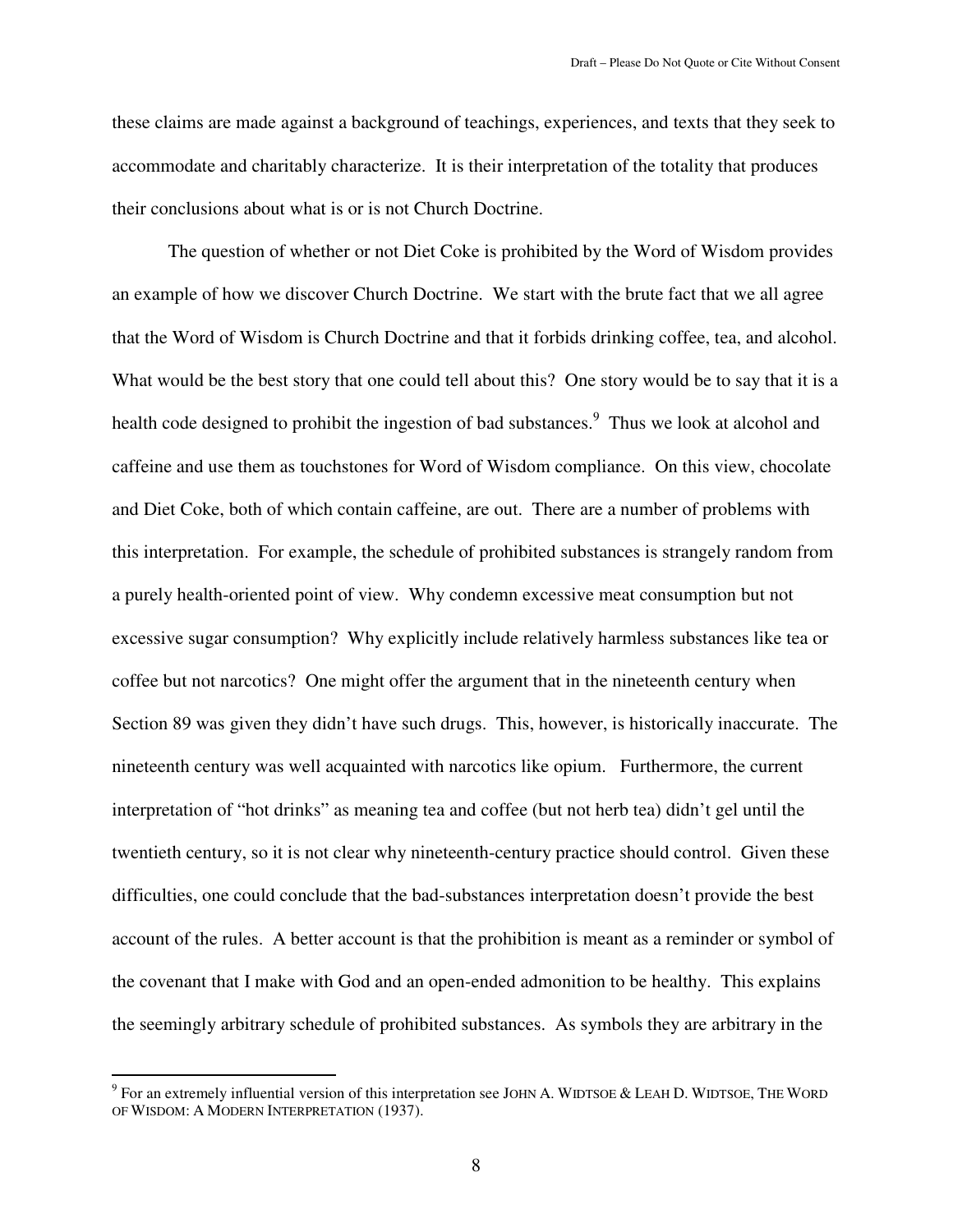these claims are made against a background of teachings, experiences, and texts that they seek to accommodate and charitably characterize. It is their interpretation of the totality that produces their conclusions about what is or is not Church Doctrine.

The question of whether or not Diet Coke is prohibited by the Word of Wisdom provides an example of how we discover Church Doctrine. We start with the brute fact that we all agree that the Word of Wisdom is Church Doctrine and that it forbids drinking coffee, tea, and alcohol. What would be the best story that one could tell about this? One story would be to say that it is a health code designed to prohibit the ingestion of bad substances.[9] Thus we look at alcohol and caffeine and use them as touchstones for Word of Wisdom compliance. On this view, chocolate and Diet Coke, both of which contain caffeine, are out. There are a number of problems with this interpretation. For example, the schedule of prohibited substances is strangely random from a purely health-oriented point of view. Why condemn excessive meat consumption but not excessive sugar consumption? Why explicitly include relatively harmless substances like tea or coffee but not narcotics? One might offer the argument that in the nineteenth century when Section 89 was given they didn't have such drugs. This, however, is historically inaccurate. The nineteenth century was well acquainted with narcotics like opium. Furthermore, the current interpretation of "hot drinks" as meaning tea and coffee (but not herb tea) didn't gel until the twentieth century, so it is not clear why nineteenth-century practice should control. Given these difficulties, one could conclude that the bad-substances interpretation doesn't provide the best account of the rules. A better account is that the prohibition is meant as a reminder or symbol of the covenant that I make with God and an open-ended admonition to be healthy. This explains the seemingly arbitrary schedule of prohibited substances. As symbols they are arbitrary in the

---

[9] For an extremely influential version of this interpretation see JOHN A. WIDTSOE & LEAH D. WIDTSOE, THE WORD OF WISDOM: A MODERN INTERPRETATION (1937).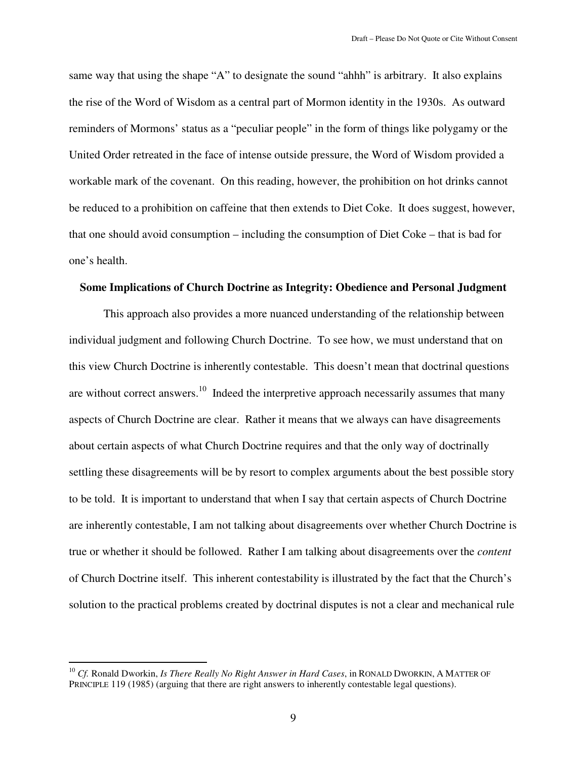same way that using the shape "A" to designate the sound "ahhh" is arbitrary. It also explains the rise of the Word of Wisdom as a central part of Mormon identity in the 1930s. As outward reminders of Mormons' status as a "peculiar people" in the form of things like polygamy or the United Order retreated in the face of intense outside pressure, the Word of Wisdom provided a workable mark of the covenant. On this reading, however, the prohibition on hot drinks cannot be reduced to a prohibition on caffeine that then extends to Diet Coke. It does suggest, however, that one should avoid consumption – including the consumption of Diet Coke – that is bad for one's health.

**Some Implications of Church Doctrine as Integrity: Obedience and Personal Judgment**

This approach also provides a more nuanced understanding of the relationship between individual judgment and following Church Doctrine. To see how, we must understand that on this view Church Doctrine is inherently contestable. This doesn't mean that doctrinal questions are without correct answers.[10] Indeed the interpretive approach necessarily assumes that many aspects of Church Doctrine are clear. Rather it means that we always can have disagreements about certain aspects of what Church Doctrine requires and that the only way of doctrinally settling these disagreements will be by resort to complex arguments about the best possible story to be told. It is important to understand that when I say that certain aspects of Church Doctrine are inherently contestable, I am not talking about disagreements over whether Church Doctrine is true or whether it should be followed. Rather I am talking about disagreements over the *content* of Church Doctrine itself. This inherent contestability is illustrated by the fact that the Church's solution to the practical problems created by doctrinal disputes is not a clear and mechanical rule

---

[10] *Cf.* Ronald Dworkin, *Is There Really No Right Answer in Hard Cases*, in RONALD DWORKIN, A MATTER OF PRINCIPLE 119 (1985) (arguing that there are right answers to inherently contestable legal questions).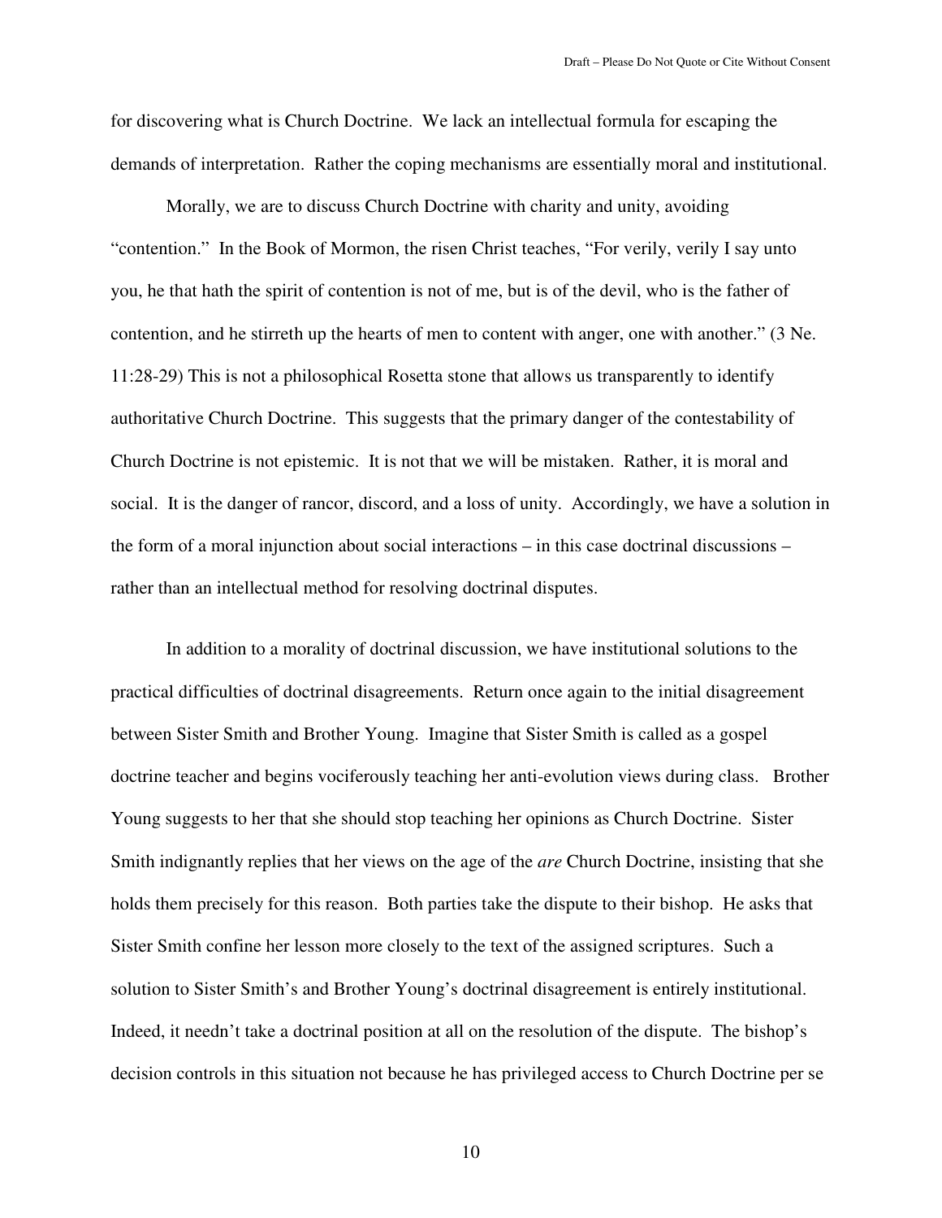for discovering what is Church Doctrine. We lack an intellectual formula for escaping the demands of interpretation. Rather the coping mechanisms are essentially moral and institutional.

Morally, we are to discuss Church Doctrine with charity and unity, avoiding "contention." In the Book of Mormon, the risen Christ teaches, "For verily, verily I say unto you, he that hath the spirit of contention is not of me, but is of the devil, who is the father of contention, and he stirreth up the hearts of men to content with anger, one with another." (3 Ne. 11:28-29) This is not a philosophical Rosetta stone that allows us transparently to identify authoritative Church Doctrine. This suggests that the primary danger of the contestability of Church Doctrine is not epistemic. It is not that we will be mistaken. Rather, it is moral and social. It is the danger of rancor, discord, and a loss of unity. Accordingly, we have a solution in the form of a moral injunction about social interactions – in this case doctrinal discussions – rather than an intellectual method for resolving doctrinal disputes.

In addition to a morality of doctrinal discussion, we have institutional solutions to the practical difficulties of doctrinal disagreements. Return once again to the initial disagreement between Sister Smith and Brother Young. Imagine that Sister Smith is called as a gospel doctrine teacher and begins vociferously teaching her anti-evolution views during class. Brother Young suggests to her that she should stop teaching her opinions as Church Doctrine. Sister Smith indignantly replies that her views on the age of the *are* Church Doctrine, insisting that she holds them precisely for this reason. Both parties take the dispute to their bishop. He asks that Sister Smith confine her lesson more closely to the text of the assigned scriptures. Such a solution to Sister Smith's and Brother Young's doctrinal disagreement is entirely institutional. Indeed, it needn't take a doctrinal position at all on the resolution of the dispute. The bishop's decision controls in this situation not because he has privileged access to Church Doctrine per se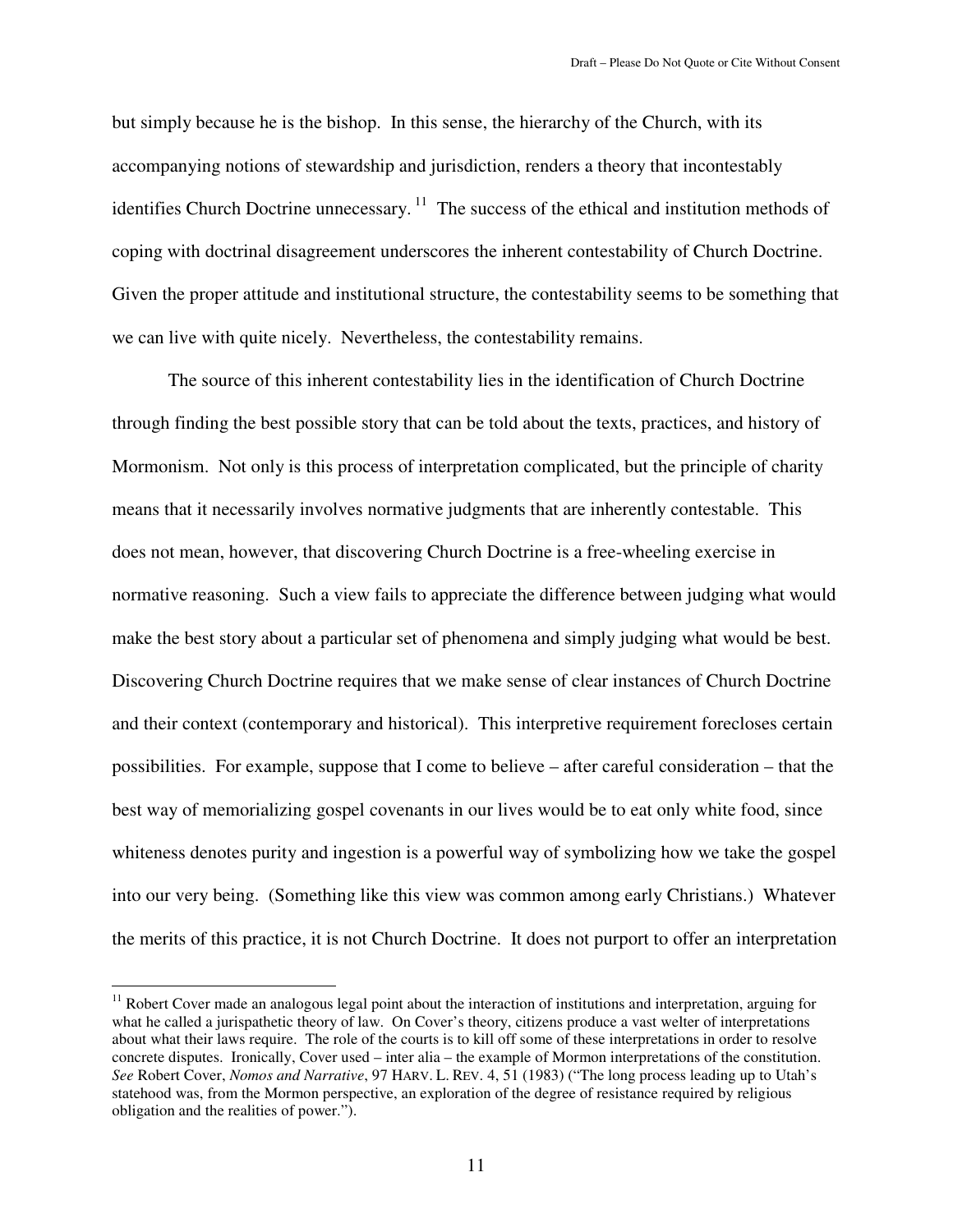but simply because he is the bishop. In this sense, the hierarchy of the Church, with its accompanying notions of stewardship and jurisdiction, renders a theory that incontestably identifies Church Doctrine unnecessary.[11] The success of the ethical and institution methods of coping with doctrinal disagreement underscores the inherent contestability of Church Doctrine. Given the proper attitude and institutional structure, the contestability seems to be something that we can live with quite nicely. Nevertheless, the contestability remains.

The source of this inherent contestability lies in the identification of Church Doctrine through finding the best possible story that can be told about the texts, practices, and history of Mormonism. Not only is this process of interpretation complicated, but the principle of charity means that it necessarily involves normative judgments that are inherently contestable. This does not mean, however, that discovering Church Doctrine is a free-wheeling exercise in normative reasoning. Such a view fails to appreciate the difference between judging what would make the best story about a particular set of phenomena and simply judging what would be best. Discovering Church Doctrine requires that we make sense of clear instances of Church Doctrine and their context (contemporary and historical). This interpretive requirement forecloses certain possibilities. For example, suppose that I come to believe – after careful consideration – that the best way of memorializing gospel covenants in our lives would be to eat only white food, since whiteness denotes purity and ingestion is a powerful way of symbolizing how we take the gospel into our very being. (Something like this view was common among early Christians.) Whatever the merits of this practice, it is not Church Doctrine. It does not purport to offer an interpretation

---

[11] Robert Cover made an analogous legal point about the interaction of institutions and interpretation, arguing for what he called a jurispathetic theory of law. On Cover's theory, citizens produce a vast welter of interpretations about what their laws require. The role of the courts is to kill off some of these interpretations in order to resolve concrete disputes. Ironically, Cover used – inter alia – the example of Mormon interpretations of the constitution. *See* Robert Cover, *Nomos and Narrative*, 97 HARV. L. REV. 4, 51 (1983) ("The long process leading up to Utah's statehood was, from the Mormon perspective, an exploration of the degree of resistance required by religious obligation and the realities of power.").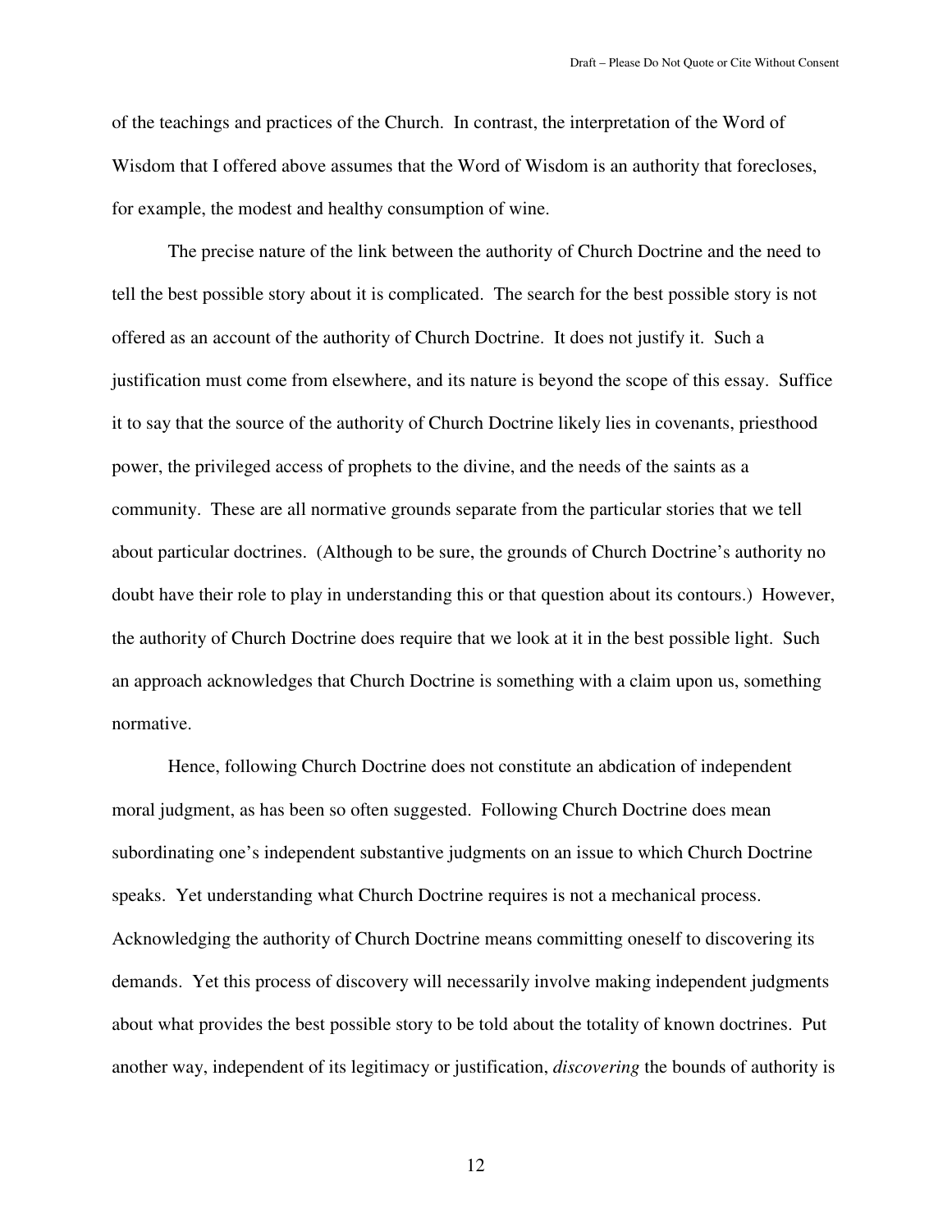of the teachings and practices of the Church. In contrast, the interpretation of the Word of Wisdom that I offered above assumes that the Word of Wisdom is an authority that forecloses, for example, the modest and healthy consumption of wine.

The precise nature of the link between the authority of Church Doctrine and the need to tell the best possible story about it is complicated. The search for the best possible story is not offered as an account of the authority of Church Doctrine. It does not justify it. Such a justification must come from elsewhere, and its nature is beyond the scope of this essay. Suffice it to say that the source of the authority of Church Doctrine likely lies in covenants, priesthood power, the privileged access of prophets to the divine, and the needs of the saints as a community. These are all normative grounds separate from the particular stories that we tell about particular doctrines. (Although to be sure, the grounds of Church Doctrine's authority no doubt have their role to play in understanding this or that question about its contours.) However, the authority of Church Doctrine does require that we look at it in the best possible light. Such an approach acknowledges that Church Doctrine is something with a claim upon us, something normative.

Hence, following Church Doctrine does not constitute an abdication of independent moral judgment, as has been so often suggested. Following Church Doctrine does mean subordinating one's independent substantive judgments on an issue to which Church Doctrine speaks. Yet understanding what Church Doctrine requires is not a mechanical process. Acknowledging the authority of Church Doctrine means committing oneself to discovering its demands. Yet this process of discovery will necessarily involve making independent judgments about what provides the best possible story to be told about the totality of known doctrines. Put another way, independent of its legitimacy or justification, *discovering* the bounds of authority is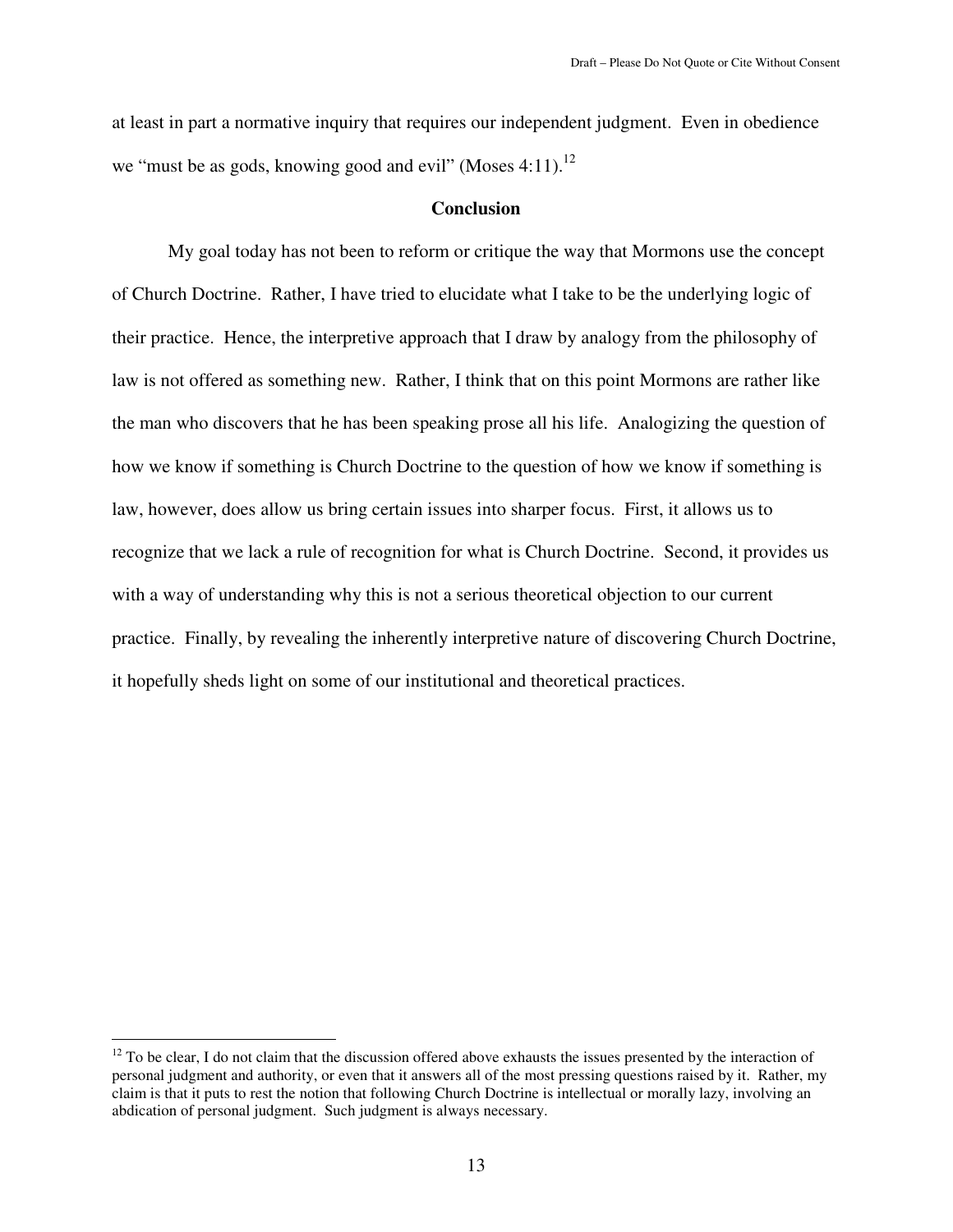at least in part a normative inquiry that requires our independent judgment. Even in obedience we "must be as gods, knowing good and evil" (Moses 4:11).[12]

## Conclusion

My goal today has not been to reform or critique the way that Mormons use the concept of Church Doctrine. Rather, I have tried to elucidate what I take to be the underlying logic of their practice. Hence, the interpretive approach that I draw by analogy from the philosophy of law is not offered as something new. Rather, I think that on this point Mormons are rather like the man who discovers that he has been speaking prose all his life. Analogizing the question of how we know if something is Church Doctrine to the question of how we know if something is law, however, does allow us bring certain issues into sharper focus. First, it allows us to recognize that we lack a rule of recognition for what is Church Doctrine. Second, it provides us with a way of understanding why this is not a serious theoretical objection to our current practice. Finally, by revealing the inherently interpretive nature of discovering Church Doctrine, it hopefully sheds light on some of our institutional and theoretical practices.

---

[12] To be clear, I do not claim that the discussion offered above exhausts the issues presented by the interaction of personal judgment and authority, or even that it answers all of the most pressing questions raised by it. Rather, my claim is that it puts to rest the notion that following Church Doctrine is intellectual or morally lazy, involving an abdication of personal judgment. Such judgment is always necessary.